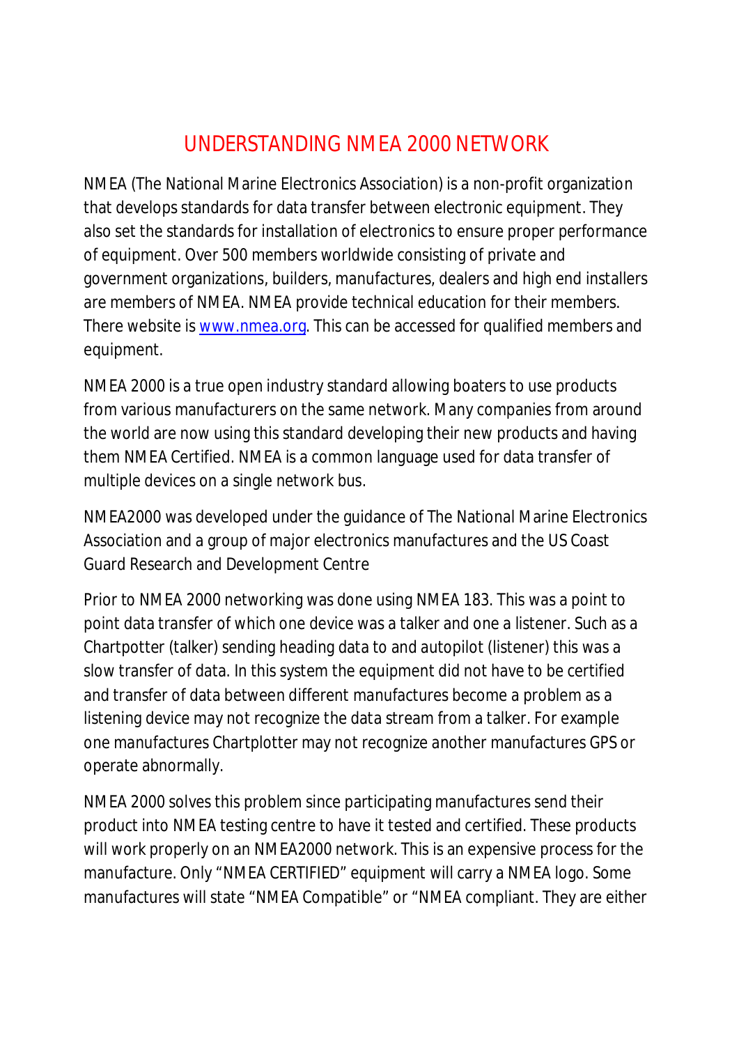# UNDERSTANDING NMEA 2000 NETWORK

NMEA (The National Marine Electronics Association) is a non-profit organization that develops standards for data transfer between electronic equipment. They also set the standards for installation of electronics to ensure proper performance of equipment. Over 500 members worldwide consisting of private and government organizations, builders, manufactures, dealers and high end installers are members of NMEA. NMEA provide technical education for their members. There website is [www.nmea.org](http://www.nmea.org). This can be accessed for qualified members and equipment.

NMEA 2000 is a true open industry standard allowing boaters to use products from various manufacturers on the same network. Many companies from around the world are now using this standard developing their new products and having them NMEA Certified. NMEA is a common language used for data transfer of multiple devices on a single network bus.

NMEA2000 was developed under the guidance of The National Marine Electronics Association and a group of major electronics manufactures and the US Coast Guard Research and Development Centre

Prior to NMEA 2000 networking was done using NMEA 183. This was a point to point data transfer of which one device was a talker and one a listener. Such as a Chartpotter (talker) sending heading data to and autopilot (listener) this was a slow transfer of data. In this system the equipment did not have to be certified and transfer of data between different manufactures become a problem as a listening device may not recognize the data stream from a talker. For example one manufactures Chartplotter may not recognize another manufactures GPS or operate abnormally.

NMEA 2000 solves this problem since participating manufactures send their product into NMEA testing centre to have it tested and certified. These products will work properly on an NMEA2000 network. This is an expensive process for the manufacture. Only "NMEA CERTIFIED" equipment will carry a NMEA logo. Some manufactures will state "NMEA Compatible" or "NMEA compliant. They are either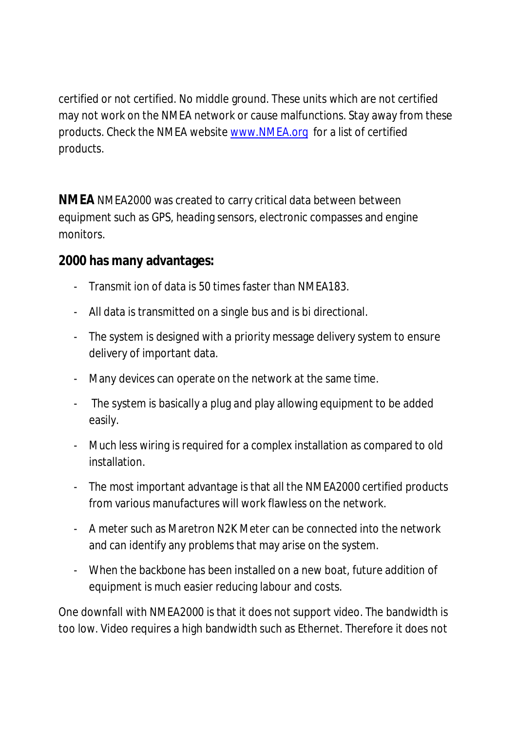certified or not certified. No middle ground. These units which are not certified may not work on the NMEA network or cause malfunctions. Stay away from these products. Check the NMEA website [www.NMEA.org](http://www.NMEA.org) for a list of certified products.

**NMEA** NMEA2000 was created to carry critical data between between equipment such as GPS, heading sensors, electronic compasses and engine monitors.

### 2000 has many advantages:

- Transmit ion of data is 50 times faster than NMEA183.
- All data is transmitted on a single bus and is bi directional.
- The system is designed with a priority message delivery system to ensure delivery of important data.
- Many devices can operate on the network at the same time.
- The system is basically a plug and play allowing equipment to be added easily.
- Much less wiring is required for a complex installation as compared to old installation.
- The most important advantage is that all the NMEA2000 certified products from various manufactures will work flawless on the network.
- A meter such as Maretron N2K Meter can be connected into the network and can identify any problems that may arise on the system.
- When the backbone has been installed on a new boat, future addition of equipment is much easier reducing labour and costs.

One downfall with NMEA2000 is that it does not support video. The bandwidth is too low. Video requires a high bandwidth such as Ethernet. Therefore it does not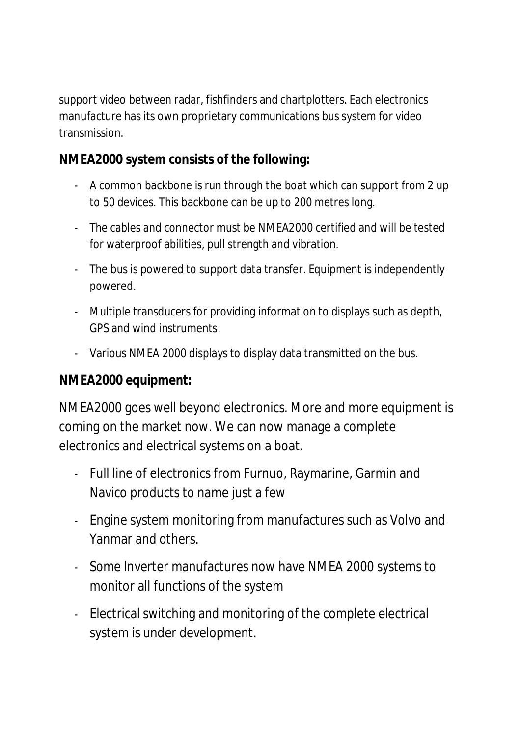support video between radar, fishfinders and chartplotters. Each electronics manufacture has its own proprietary communications bus system for video transmission.

**NMEA2000 system consists of the following:**

- A common backbone is run through the boat which can support from 2 up to 50 devices. This backbone can be up to 200 metres long.
- The cables and connector must be NMEA2000 certified and will be tested for waterproof abilities, pull strength and vibration.
- The bus is powered to support data transfer. Equipment is independently powered.
- Multiple transducers for providing information to displays such as depth, GPS and wind instruments.
- Various NMEA 2000 displays to display data transmitted on the bus.

**NMEA2000 equipment:**

NMEA2000 goes well beyond electronics. More and more equipment is coming on the market now. We can now manage a complete electronics and electrical systems on a boat.

- Full line of electronics from Furnuo, Raymarine, Garmin and Navico products to name just a few
- Engine system monitoring from manufactures such as Volvo and Yanmar and others.
- Some Inverter manufactures now have NMEA 2000 systems to monitor all functions of the system
- Electrical switching and monitoring of the complete electrical system is under development.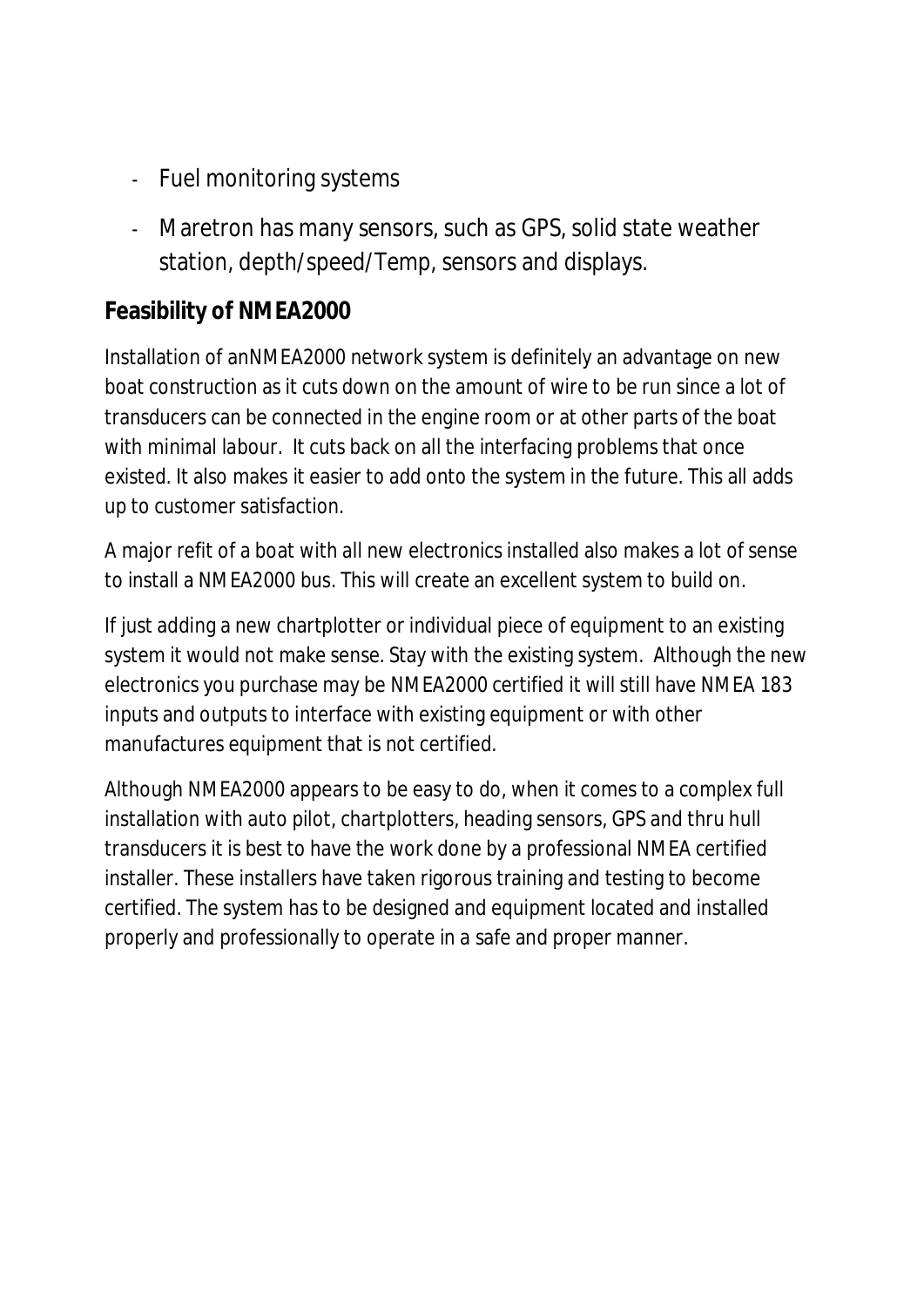- Fuel monitoring systems
- Maretron has many sensors, such as GPS, solid state weather station, depth/speed/Temp, sensors and displays.

## Feasibility of NMEA2000

Installation of anNMEA2000 network system is definitely an advantage on new boat construction as it cuts down on the amount of wire to be run since a lot of transducers can be connected in the engine room or at other parts of the boat with minimal labour. It cuts back on all the interfacing problems that once existed. It also makes it easier to add onto the system in the future. This all adds up to customer satisfaction.

A major refit of a boat with all new electronics installed also makes a lot of sense to install a NMEA2000 bus. This will create an excellent system to build on.

If just adding a new chartplotter or individual piece of equipment to an existing system it would not make sense. Stay with the existing system. Although the new electronics you purchase may be NMEA2000 certified it will still have NMEA 183 inputs and outputs to interface with existing equipment or with other manufactures equipment that is not certified.

Although NMEA2000 appears to be easy to do, when it comes to a complex full installation with auto pilot, chartplotters, heading sensors, GPS and thru hull transducers it is best to have the work done by a professional NMEA certified installer. These installers have taken rigorous training and testing to become certified. The system has to be designed and equipment located and installed properly and professionally to operate in a safe and proper manner.